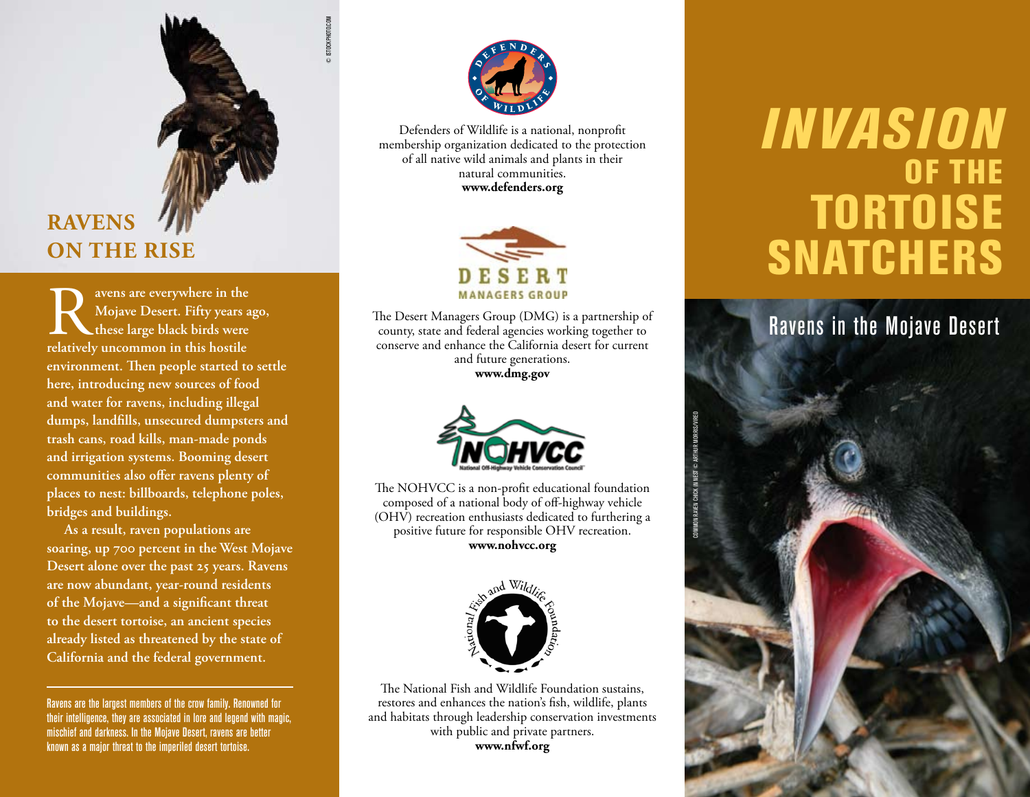## RAVENS ON THE RISE

© ISTOCKPHOTO.COM

**Ravens are everywhere in the Mojave Desert. Fifty years ago, these large black birds were relatively uncommon in this hostile environment. Then people started to settle here, introducing new sources of food and water for ravens, including illegal dumps, landfills, unsecured dumpsters and trash cans, road kills, man-made ponds and irrigation systems. Booming desert communities also offer ravens plenty of places to nest: billboards, telephone poles, bridges and buildings.**

**As a result, raven populations are soaring, up 700 percent in the West Mojave Desert alone over the past 25 years. Ravens are now abundant, year-round residents of the Mojave—and a significant threat to the desert tortoise, an ancient species already listed as threatened by the state of California and the federal government.**

---

Ravens are the largest members of the crow family. Renowned for their intelligence, they are associated in lore and legend with magic, mischief and darkness. In the Mojave Desert, ravens are better known as a major threat to the imperiled desert tortoise.

Defenders of Wildlife is a national, nonprofit membership organization dedicated to the protection of all native wild animals and plants in their natural communities.
**www.defenders.org**

The Desert Managers Group (DMG) is a partnership of county, state and federal agencies working together to conserve and enhance the California desert for current and future generations.
**www.dmg.gov**

The NOHVCC is a non-profit educational foundation composed of a national body of off-highway vehicle (OHV) recreation enthusiasts dedicated to furthering a positive future for responsible OHV recreation.
**www.nohvcc.org**

The National Fish and Wildlife Foundation sustains, restores and enhances the nation's fish, wildlife, plants and habitats through leadership conservation investments with public and private partners.
**www.nfwf.org**

# *INVASION* OF THE TORTOISE SNATCHERS

## Ravens in the Mojave Desert

COMMON RAVEN CHICK IN NEST © ARTHUR MORRIS/VIREO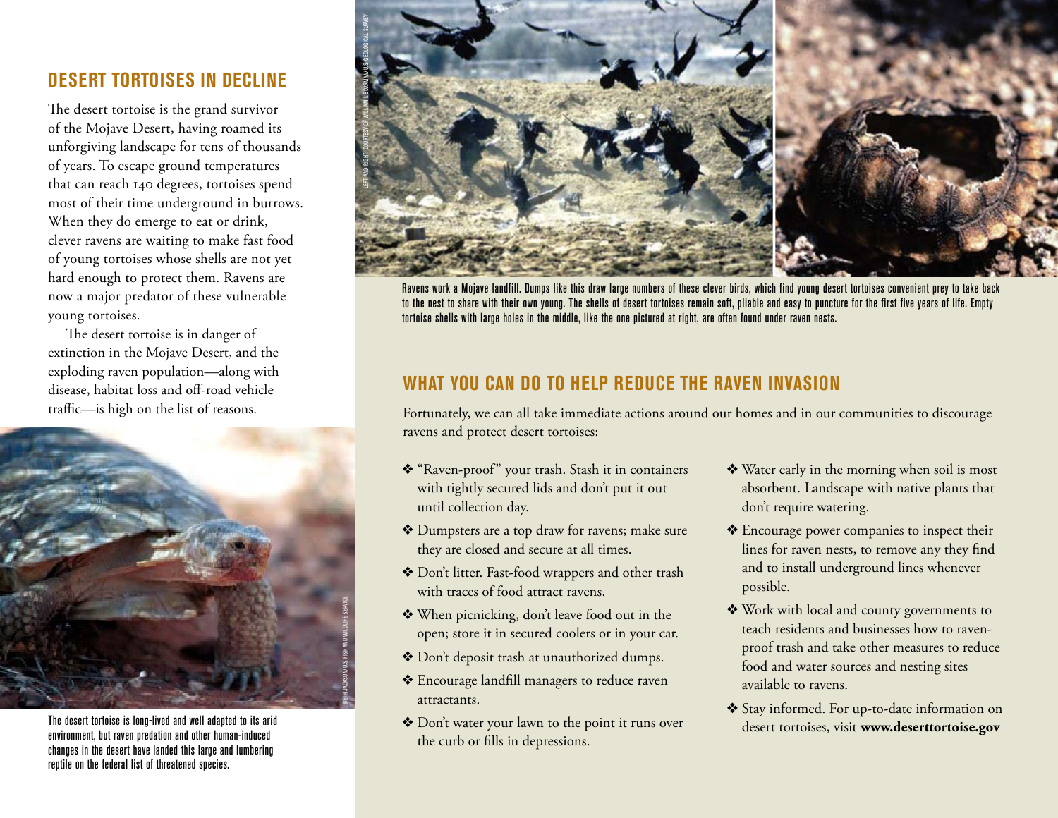## DESERT TORTOISES IN DECLINE

The desert tortoise is the grand survivor of the Mojave Desert, having roamed its unforgiving landscape for tens of thousands of years. To escape ground temperatures that can reach 140 degrees, tortoises spend most of their time underground in burrows. When they do emerge to eat or drink, clever ravens are waiting to make fast food of young tortoises whose shells are not yet hard enough to protect them. Ravens are now a major predator of these vulnerable young tortoises.

The desert tortoise is in danger of extinction in the Mojave Desert, and the exploding raven population—along with disease, habitat loss and off-road vehicle traffic—is high on the list of reasons.

BETH JACKSON/U.S. FISH AND WILDLIFE SERVICE

The desert tortoise is long-lived and well adapted to its arid environment, but raven predation and other human-induced changes in the desert have landed this large and lumbering reptile on the federal list of threatened species.

LEFT AND RIGHT: COURTESY OF WILLIAM I. BOARMAN/U.S. GEOLOGICAL SURVEY

Ravens work a Mojave landfill. Dumps like this draw large numbers of these clever birds, which find young desert tortoises convenient prey to take back to the nest to share with their own young. The shells of desert tortoises remain soft, pliable and easy to puncture for the first five years of life. Empty tortoise shells with large holes in the middle, like the one pictured at right, are often found under raven nests.

## WHAT YOU CAN DO TO HELP REDUCE THE RAVEN INVASION

Fortunately, we can all take immediate actions around our homes and in our communities to discourage ravens and protect desert tortoises:

- ❖ "Raven-proof" your trash. Stash it in containers with tightly secured lids and don't put it out until collection day.
- ❖ Dumpsters are a top draw for ravens; make sure they are closed and secure at all times.
- ❖ Don't litter. Fast-food wrappers and other trash with traces of food attract ravens.
- ❖ When picnicking, don't leave food out in the open; store it in secured coolers or in your car.
- ❖ Don't deposit trash at unauthorized dumps.
- ❖ Encourage landfill managers to reduce raven attractants.
- ❖ Don't water your lawn to the point it runs over the curb or fills in depressions.
- ❖ Water early in the morning when soil is most absorbent. Landscape with native plants that don't require watering.
- ❖ Encourage power companies to inspect their lines for raven nests, to remove any they find and to install underground lines whenever possible.
- ❖ Work with local and county governments to teach residents and businesses how to raven-proof trash and take other measures to reduce food and water sources and nesting sites available to ravens.
- ❖ Stay informed. For up-to-date information on desert tortoises, visit **www.deserttortoise.gov**